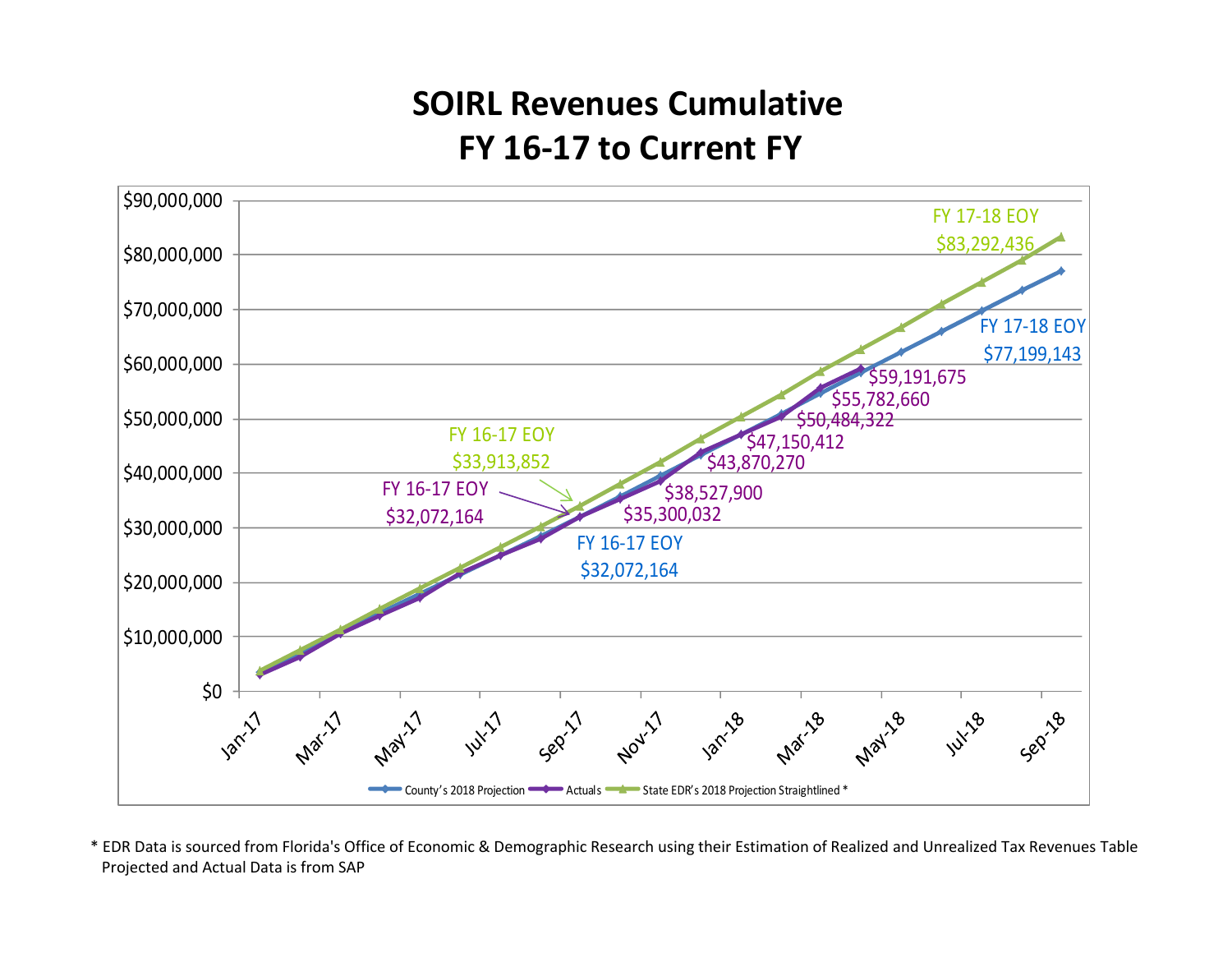# SOIRL Revenues Cumulative
# FY 16-17 to Current FY

| Label | Value |
|---|---|
| FY 16-17 EOY (State EDR's 2018 Projection Straightlined) | $33,913,852 |
| FY 16-17 EOY (Actuals) | $32,072,164 |
| FY 16-17 EOY (County's 2018 Projection) | $32,072,164 |
| FY 17-18 EOY (State EDR's 2018 Projection Straightlined) | $83,292,436 |
| FY 17-18 EOY (County's 2018 Projection) | $77,199,143 |

Actuals data labels: $35,300,032; $38,527,900; $43,870,270; $47,150,412; $50,484,322; $55,782,660; $59,191,675

Y-axis: $0, $10,000,000, $20,000,000, $30,000,000, $40,000,000, $50,000,000, $60,000,000, $70,000,000, $80,000,000, $90,000,000

X-axis: Jan-17, Mar-17, May-17, Jul-17, Sep-17, Nov-17, Jan-18, Mar-18, May-18, Jul-18, Sep-18

Legend: County's 2018 Projection; Actuals; State EDR's 2018 Projection Straightlined *

\* EDR Data is sourced from Florida's Office of Economic & Demographic Research using their Estimation of Realized and Unrealized Tax Revenues Table
Projected and Actual Data is from SAP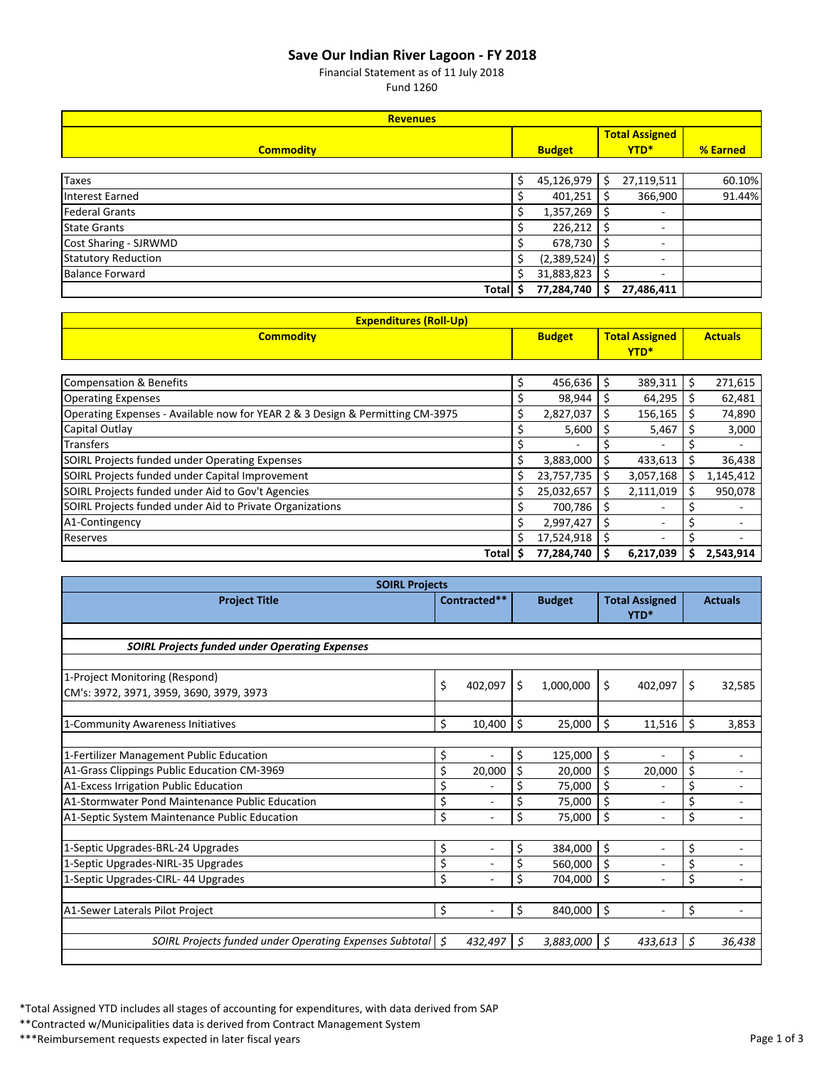# Save Our Indian River Lagoon - FY 2018

Financial Statement as of 11 July 2018

Fund 1260

| Revenues | | | |
|---|---|---|---|
| **Commodity** | **Budget** | **Total Assigned YTD*** | **% Earned** |
| Taxes | $ 45,126,979 | $ 27,119,511 | 60.10% |
| Interest Earned | $ 401,251 | $ 366,900 | 91.44% |
| Federal Grants | $ 1,357,269 | $ - | |
| State Grants | $ 226,212 | $ - | |
| Cost Sharing - SJRWMD | $ 678,730 | $ - | |
| Statutory Reduction | $ (2,389,524) | $ - | |
| Balance Forward | $ 31,883,823 | $ - | |
| **Total** | **$ 77,284,740** | **$ 27,486,411** | |

| Expenditures (Roll-Up) | | | |
|---|---|---|---|
| **Commodity** | **Budget** | **Total Assigned YTD*** | **Actuals** |
| Compensation & Benefits | $ 456,636 | $ 389,311 | $ 271,615 |
| Operating Expenses | $ 98,944 | $ 64,295 | $ 62,481 |
| Operating Expenses - Available now for YEAR 2 & 3 Design & Permitting CM-3975 | $ 2,827,037 | $ 156,165 | $ 74,890 |
| Capital Outlay | $ 5,600 | $ 5,467 | $ 3,000 |
| Transfers | $ - | $ - | $ - |
| SOIRL Projects funded under Operating Expenses | $ 3,883,000 | $ 433,613 | $ 36,438 |
| SOIRL Projects funded under Capital Improvement | $ 23,757,735 | $ 3,057,168 | $ 1,145,412 |
| SOIRL Projects funded under Aid to Gov't Agencies | $ 25,032,657 | $ 2,111,019 | $ 950,078 |
| SOIRL Projects funded under Aid to Private Organizations | $ 700,786 | $ - | $ - |
| A1-Contingency | $ 2,997,427 | $ - | $ - |
| Reserves | $ 17,524,918 | $ - | $ - |
| **Total** | **$ 77,284,740** | **$ 6,217,039** | **$ 2,543,914** |

| SOIRL Projects | | | | |
|---|---|---|---|---|
| **Project Title** | **Contracted**** | **Budget** | **Total Assigned YTD*** | **Actuals** |
| ***SOIRL Projects funded under Operating Expenses*** | | | | |
| 1-Project Monitoring (Respond) CM's: 3972, 3971, 3959, 3690, 3979, 3973 | $ 402,097 | $ 1,000,000 | $ 402,097 | $ 32,585 |
| 1-Community Awareness Initiatives | $ 10,400 | $ 25,000 | $ 11,516 | $ 3,853 |
| 1-Fertilizer Management Public Education | $ - | $ 125,000 | $ - | $ - |
| A1-Grass Clippings Public Education CM-3969 | $ 20,000 | $ 20,000 | $ 20,000 | $ - |
| A1-Excess Irrigation Public Education | $ - | $ 75,000 | $ - | $ - |
| A1-Stormwater Pond Maintenance Public Education | $ - | $ 75,000 | $ - | $ - |
| A1-Septic System Maintenance Public Education | $ - | $ 75,000 | $ - | $ - |
| 1-Septic Upgrades-BRL-24 Upgrades | $ - | $ 384,000 | $ - | $ - |
| 1-Septic Upgrades-NIRL-35 Upgrades | $ - | $ 560,000 | $ - | $ - |
| 1-Septic Upgrades-CIRL- 44 Upgrades | $ - | $ 704,000 | $ - | $ - |
| A1-Sewer Laterals Pilot Project | $ - | $ 840,000 | $ - | $ - |
| *SOIRL Projects funded under Operating Expenses Subtotal* | *$ 432,497* | *$ 3,883,000* | *$ 433,613* | *$ 36,438* |

*Total Assigned YTD includes all stages of accounting for expenditures, with data derived from SAP

**Contracted w/Municipalities data is derived from Contract Management System

***Reimbursement requests expected in later fiscal years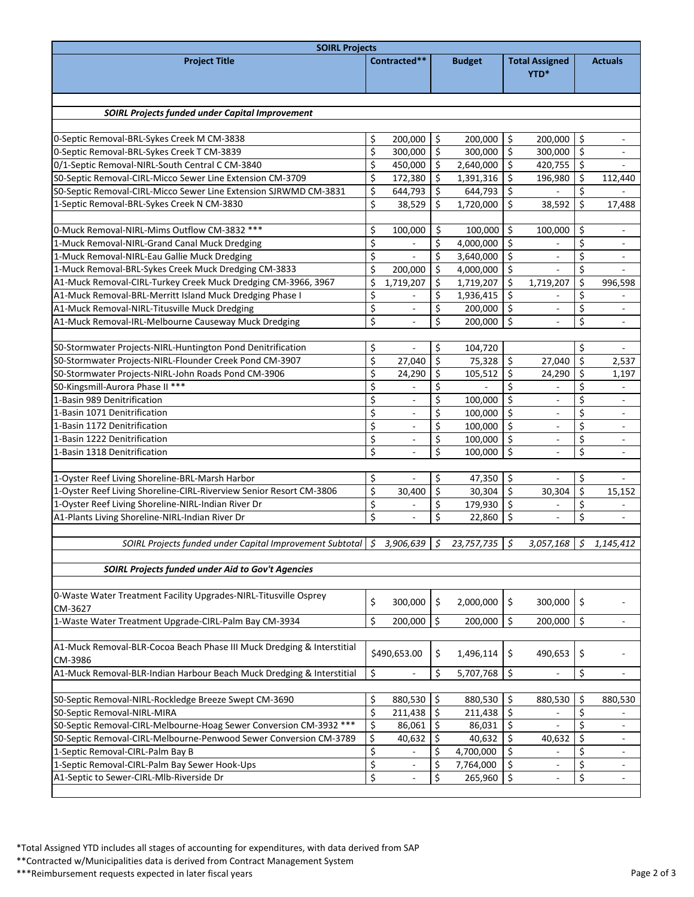| SOIRL Projects | | | | |
|---|---|---|---|---|
| **Project Title** | **Contracted\*\*** | **Budget** | **Total Assigned YTD\*** | **Actuals** |
| | | | | |
| ***SOIRL Projects funded under Capital Improvement*** | | | | |
| | | | | |
| 0-Septic Removal-BRL-Sykes Creek M CM-3838 | $ 200,000 | $ 200,000 | $ 200,000 | $ - |
| 0-Septic Removal-BRL-Sykes Creek T CM-3839 | $ 300,000 | $ 300,000 | $ 300,000 | $ - |
| 0/1-Septic Removal-NIRL-South Central C CM-3840 | $ 450,000 | $ 2,640,000 | $ 420,755 | $ - |
| S0-Septic Removal-CIRL-Micco Sewer Line Extension CM-3709 | $ 172,380 | $ 1,391,316 | $ 196,980 | $ 112,440 |
| S0-Septic Removal-CIRL-Micco Sewer Line Extension SJRWMD CM-3831 | $ 644,793 | $ 644,793 | $ - | $ - |
| 1-Septic Removal-BRL-Sykes Creek N CM-3830 | $ 38,529 | $ 1,720,000 | $ 38,592 | $ 17,488 |
| | | | | |
| 0-Muck Removal-NIRL-Mims Outflow CM-3832 *** | $ 100,000 | $ 100,000 | $ 100,000 | $ - |
| 1-Muck Removal-NIRL-Grand Canal Muck Dredging | $ - | $ 4,000,000 | $ - | $ - |
| 1-Muck Removal-NIRL-Eau Gallie Muck Dredging | $ - | $ 3,640,000 | $ - | $ - |
| 1-Muck Removal-BRL-Sykes Creek Muck Dredging CM-3833 | $ 200,000 | $ 4,000,000 | $ - | $ - |
| A1-Muck Removal-CIRL-Turkey Creek Muck Dredging CM-3966, 3967 | $ 1,719,207 | $ 1,719,207 | $ 1,719,207 | $ 996,598 |
| A1-Muck Removal-BRL-Merritt Island Muck Dredging Phase I | $ - | $ 1,936,415 | $ - | $ - |
| A1-Muck Removal-NIRL-Titusville Muck Dredging | $ - | $ 200,000 | $ - | $ - |
| A1-Muck Removal-IRL-Melbourne Causeway Muck Dredging | $ - | $ 200,000 | $ - | $ - |
| | | | | |
| S0-Stormwater Projects-NIRL-Huntington Pond Denitrification | $ - | $ 104,720 | | $ - |
| S0-Stormwater Projects-NIRL-Flounder Creek Pond CM-3907 | $ 27,040 | $ 75,328 | $ 27,040 | $ 2,537 |
| S0-Stormwater Projects-NIRL-John Roads Pond CM-3906 | $ 24,290 | $ 105,512 | $ 24,290 | $ 1,197 |
| S0-Kingsmill-Aurora Phase II *** | $ - | $ - | $ - | $ - |
| 1-Basin 989 Denitrification | $ - | $ 100,000 | $ - | $ - |
| 1-Basin 1071 Denitrification | $ - | $ 100,000 | $ - | $ - |
| 1-Basin 1172 Denitrification | $ - | $ 100,000 | $ - | $ - |
| 1-Basin 1222 Denitrification | $ - | $ 100,000 | $ - | $ - |
| 1-Basin 1318 Denitrification | $ - | $ 100,000 | $ - | $ - |
| | | | | |
| 1-Oyster Reef Living Shoreline-BRL-Marsh Harbor | $ - | $ 47,350 | $ - | $ - |
| 1-Oyster Reef Living Shoreline-CIRL-Riverview Senior Resort CM-3806 | $ 30,400 | $ 30,304 | $ 30,304 | $ 15,152 |
| 1-Oyster Reef Living Shoreline-NIRL-Indian River Dr | $ - | $ 179,930 | $ - | $ - |
| A1-Plants Living Shoreline-NIRL-Indian River Dr | $ - | $ 22,860 | $ - | $ - |
| | | | | |
| *SOIRL Projects funded under Capital Improvement Subtotal* | *$ 3,906,639* | *$ 23,757,735* | *$ 3,057,168* | *$ 1,145,412* |
| | | | | |
| ***SOIRL Projects funded under Aid to Gov't Agencies*** | | | | |
| | | | | |
| 0-Waste Water Treatment Facility Upgrades-NIRL-Titusville Osprey CM-3627 | $ 300,000 | $ 2,000,000 | $ 300,000 | $ - |
| 1-Waste Water Treatment Upgrade-CIRL-Palm Bay CM-3934 | $ 200,000 | $ 200,000 | $ 200,000 | $ - |
| | | | | |
| A1-Muck Removal-BLR-Cocoa Beach Phase III Muck Dredging & Interstitial CM-3986 | $490,653.00 | $ 1,496,114 | $ 490,653 | $ - |
| A1-Muck Removal-BLR-Indian Harbour Beach Muck Dredging & Interstitial | $ - | $ 5,707,768 | $ - | $ - |
| | | | | |
| S0-Septic Removal-NIRL-Rockledge Breeze Swept CM-3690 | $ 880,530 | $ 880,530 | $ 880,530 | $ 880,530 |
| S0-Septic Removal-NIRL-MIRA | $ 211,438 | $ 211,438 | $ - | $ - |
| S0-Septic Removal-CIRL-Melbourne-Hoag Sewer Conversion CM-3932 *** | $ 86,061 | $ 86,031 | $ - | $ - |
| S0-Septic Removal-CIRL-Melbourne-Penwood Sewer Conversion CM-3789 | $ 40,632 | $ 40,632 | $ 40,632 | $ - |
| 1-Septic Removal-CIRL-Palm Bay B | $ - | $ 4,700,000 | $ - | $ - |
| 1-Septic Removal-CIRL-Palm Bay Sewer Hook-Ups | $ - | $ 7,764,000 | $ - | $ - |
| A1-Septic to Sewer-CIRL-Mlb-Riverside Dr | $ - | $ 265,960 | $ - | $ - |

*Total Assigned YTD includes all stages of accounting for expenditures, with data derived from SAP

**Contracted w/Municipalities data is derived from Contract Management System

***Reimbursement requests expected in later fiscal years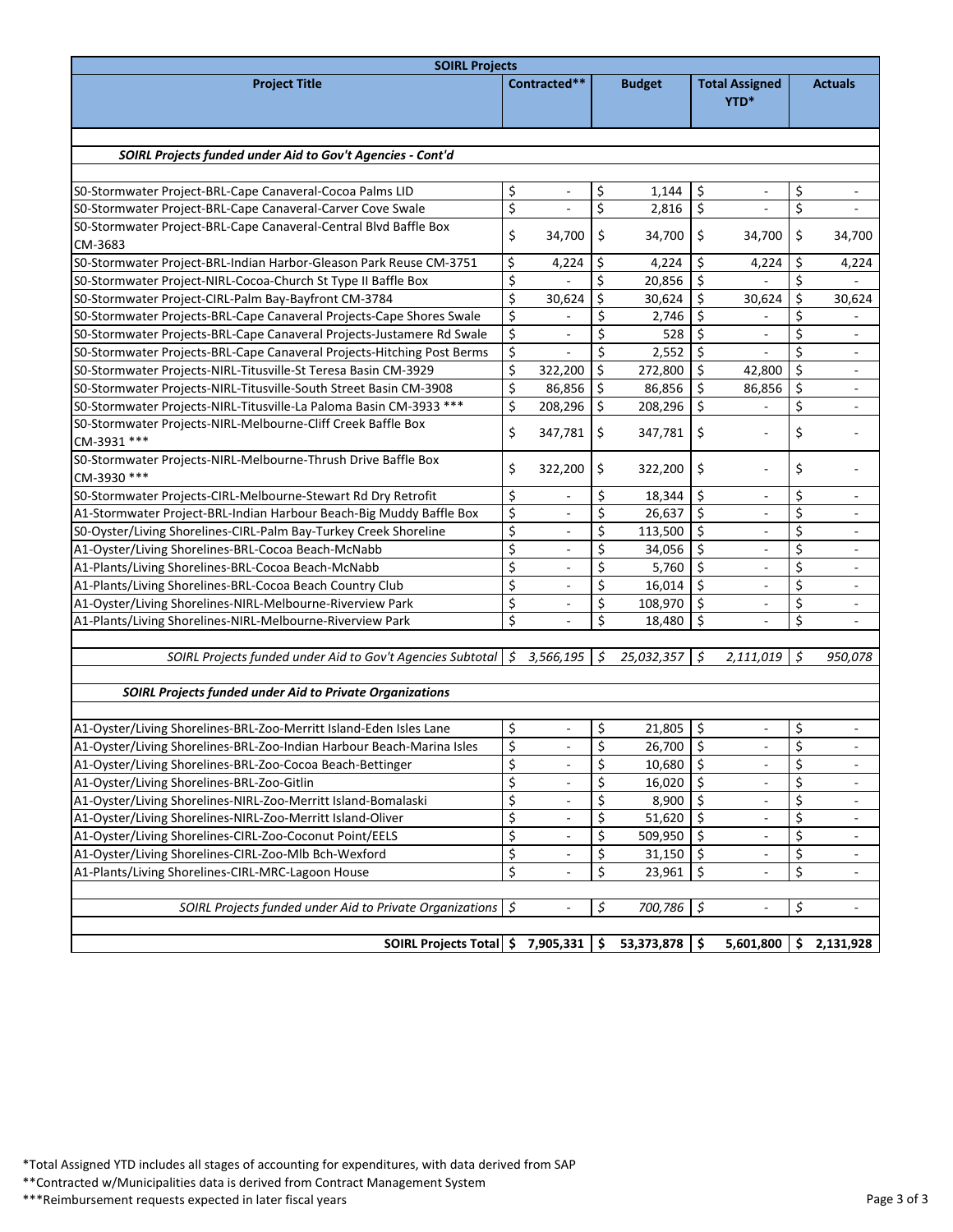| SOIRL Projects | | | | |
|---|---|---|---|---|
| **Project Title** | **Contracted**** | **Budget** | **Total Assigned YTD*** | **Actuals** |
| ***SOIRL Projects funded under Aid to Gov't Agencies - Cont'd*** | | | | |
| S0-Stormwater Project-BRL-Cape Canaveral-Cocoa Palms LID | $ - | $ 1,144 | $ - | $ - |
| S0-Stormwater Project-BRL-Cape Canaveral-Carver Cove Swale | $ - | $ 2,816 | $ - | $ - |
| S0-Stormwater Project-BRL-Cape Canaveral-Central Blvd Baffle Box CM-3683 | $ 34,700 | $ 34,700 | $ 34,700 | $ 34,700 |
| S0-Stormwater Project-BRL-Indian Harbor-Gleason Park Reuse CM-3751 | $ 4,224 | $ 4,224 | $ 4,224 | $ 4,224 |
| S0-Stormwater Project-NIRL-Cocoa-Church St Type II Baffle Box | $ - | $ 20,856 | $ - | $ - |
| S0-Stormwater Project-CIRL-Palm Bay-Bayfront CM-3784 | $ 30,624 | $ 30,624 | $ 30,624 | $ 30,624 |
| S0-Stormwater Projects-BRL-Cape Canaveral Projects-Cape Shores Swale | $ - | $ 2,746 | $ - | $ - |
| S0-Stormwater Projects-BRL-Cape Canaveral Projects-Justamere Rd Swale | $ - | $ 528 | $ - | $ - |
| S0-Stormwater Projects-BRL-Cape Canaveral Projects-Hitching Post Berms | $ - | $ 2,552 | $ - | $ - |
| S0-Stormwater Projects-NIRL-Titusville-St Teresa Basin CM-3929 | $ 322,200 | $ 272,800 | $ 42,800 | $ - |
| S0-Stormwater Projects-NIRL-Titusville-South Street Basin CM-3908 | $ 86,856 | $ 86,856 | $ 86,856 | $ - |
| S0-Stormwater Projects-NIRL-Titusville-La Paloma Basin CM-3933 *** | $ 208,296 | $ 208,296 | $ - | $ - |
| S0-Stormwater Projects-NIRL-Melbourne-Cliff Creek Baffle Box CM-3931 *** | $ 347,781 | $ 347,781 | $ - | $ - |
| S0-Stormwater Projects-NIRL-Melbourne-Thrush Drive Baffle Box CM-3930 *** | $ 322,200 | $ 322,200 | $ - | $ - |
| S0-Stormwater Projects-CIRL-Melbourne-Stewart Rd Dry Retrofit | $ - | $ 18,344 | $ - | $ - |
| A1-Stormwater Project-BRL-Indian Harbour Beach-Big Muddy Baffle Box | $ - | $ 26,637 | $ - | $ - |
| S0-Oyster/Living Shorelines-CIRL-Palm Bay-Turkey Creek Shoreline | $ - | $ 113,500 | $ - | $ - |
| A1-Oyster/Living Shorelines-BRL-Cocoa Beach-McNabb | $ - | $ 34,056 | $ - | $ - |
| A1-Plants/Living Shorelines-BRL-Cocoa Beach-McNabb | $ - | $ 5,760 | $ - | $ - |
| A1-Plants/Living Shorelines-BRL-Cocoa Beach Country Club | $ - | $ 16,014 | $ - | $ - |
| A1-Oyster/Living Shorelines-NIRL-Melbourne-Riverview Park | $ - | $ 108,970 | $ - | $ - |
| A1-Plants/Living Shorelines-NIRL-Melbourne-Riverview Park | $ - | $ 18,480 | $ - | $ - |
| *SOIRL Projects funded under Aid to Gov't Agencies Subtotal* | *$ 3,566,195* | *$ 25,032,357* | *$ 2,111,019* | *$ 950,078* |
| ***SOIRL Projects funded under Aid to Private Organizations*** | | | | |
| A1-Oyster/Living Shorelines-BRL-Zoo-Merritt Island-Eden Isles Lane | $ - | $ 21,805 | $ - | $ - |
| A1-Oyster/Living Shorelines-BRL-Zoo-Indian Harbour Beach-Marina Isles | $ - | $ 26,700 | $ - | $ - |
| A1-Oyster/Living Shorelines-BRL-Zoo-Cocoa Beach-Bettinger | $ - | $ 10,680 | $ - | $ - |
| A1-Oyster/Living Shorelines-BRL-Zoo-Gitlin | $ - | $ 16,020 | $ - | $ - |
| A1-Oyster/Living Shorelines-NIRL-Zoo-Merritt Island-Bomalaski | $ - | $ 8,900 | $ - | $ - |
| A1-Oyster/Living Shorelines-NIRL-Zoo-Merritt Island-Oliver | $ - | $ 51,620 | $ - | $ - |
| A1-Oyster/Living Shorelines-CIRL-Zoo-Coconut Point/EELS | $ - | $ 509,950 | $ - | $ - |
| A1-Oyster/Living Shorelines-CIRL-Zoo-Mlb Bch-Wexford | $ - | $ 31,150 | $ - | $ - |
| A1-Plants/Living Shorelines-CIRL-MRC-Lagoon House | $ - | $ 23,961 | $ - | $ - |
| *SOIRL Projects funded under Aid to Private Organizations* | *$ -* | *$ 700,786* | *$ -* | *$ -* |
| **SOIRL Projects Total** | **$ 7,905,331** | **$ 53,373,878** | **$ 5,601,800** | **$ 2,131,928** |

*Total Assigned YTD includes all stages of accounting for expenditures, with data derived from SAP

**Contracted w/Municipalities data is derived from Contract Management System

***Reimbursement requests expected in later fiscal years